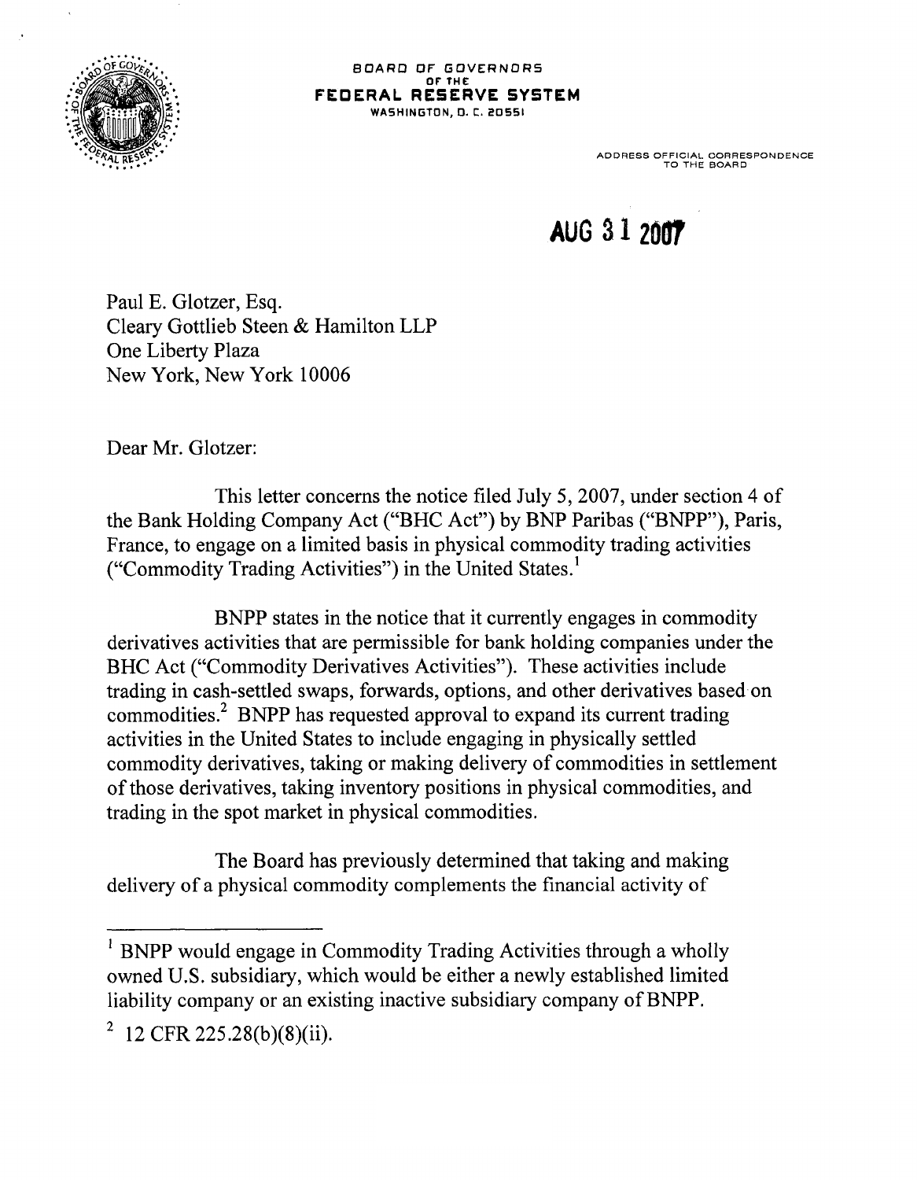BOARD OF GOVERNORS
OF THE
**FEDERAL RESERVE SYSTEM**
WASHINGTON, D. C. 20551

ADDRESS OFFICIAL CORRESPONDENCE
TO THE BOARD

**AUG 31 2007**

Paul E. Glotzer, Esq.
Cleary Gottlieb Steen & Hamilton LLP
One Liberty Plaza
New York, New York 10006

Dear Mr. Glotzer:

This letter concerns the notice filed July 5, 2007, under section 4 of the Bank Holding Company Act ("BHC Act") by BNP Paribas ("BNPP"), Paris, France, to engage on a limited basis in physical commodity trading activities ("Commodity Trading Activities") in the United States.[1]

BNPP states in the notice that it currently engages in commodity derivatives activities that are permissible for bank holding companies under the BHC Act ("Commodity Derivatives Activities"). These activities include trading in cash-settled swaps, forwards, options, and other derivatives based on commodities.[2] BNPP has requested approval to expand its current trading activities in the United States to include engaging in physically settled commodity derivatives, taking or making delivery of commodities in settlement of those derivatives, taking inventory positions in physical commodities, and trading in the spot market in physical commodities.

The Board has previously determined that taking and making delivery of a physical commodity complements the financial activity of

---

[1] BNPP would engage in Commodity Trading Activities through a wholly owned U.S. subsidiary, which would be either a newly established limited liability company or an existing inactive subsidiary company of BNPP.

[2] 12 CFR 225.28(b)(8)(ii).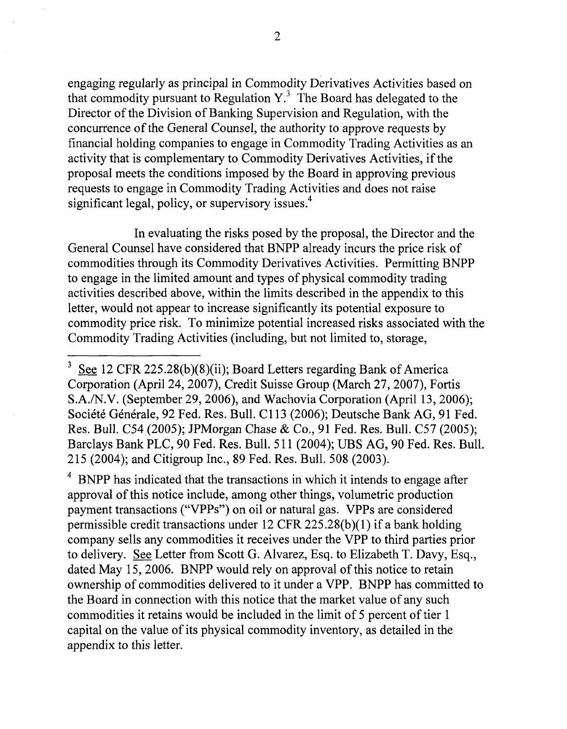engaging regularly as principal in Commodity Derivatives Activities based on that commodity pursuant to Regulation Y.[3] The Board has delegated to the Director of the Division of Banking Supervision and Regulation, with the concurrence of the General Counsel, the authority to approve requests by financial holding companies to engage in Commodity Trading Activities as an activity that is complementary to Commodity Derivatives Activities, if the proposal meets the conditions imposed by the Board in approving previous requests to engage in Commodity Trading Activities and does not raise significant legal, policy, or supervisory issues.[4]

In evaluating the risks posed by the proposal, the Director and the General Counsel have considered that BNPP already incurs the price risk of commodities through its Commodity Derivatives Activities. Permitting BNPP to engage in the limited amount and types of physical commodity trading activities described above, within the limits described in the appendix to this letter, would not appear to increase significantly its potential exposure to commodity price risk. To minimize potential increased risks associated with the Commodity Trading Activities (including, but not limited to, storage,

---

[3] See 12 CFR 225.28(b)(8)(ii); Board Letters regarding Bank of America Corporation (April 24, 2007), Credit Suisse Group (March 27, 2007), Fortis S.A./N.V. (September 29, 2006), and Wachovia Corporation (April 13, 2006); Société Générale, 92 Fed. Res. Bull. C113 (2006); Deutsche Bank AG, 91 Fed. Res. Bull. C54 (2005); JPMorgan Chase & Co., 91 Fed. Res. Bull. C57 (2005); Barclays Bank PLC, 90 Fed. Res. Bull. 511 (2004); UBS AG, 90 Fed. Res. Bull. 215 (2004); and Citigroup Inc., 89 Fed. Res. Bull. 508 (2003).

[4] BNPP has indicated that the transactions in which it intends to engage after approval of this notice include, among other things, volumetric production payment transactions ("VPPs") on oil or natural gas. VPPs are considered permissible credit transactions under 12 CFR 225.28(b)(1) if a bank holding company sells any commodities it receives under the VPP to third parties prior to delivery. See Letter from Scott G. Alvarez, Esq. to Elizabeth T. Davy, Esq., dated May 15, 2006. BNPP would rely on approval of this notice to retain ownership of commodities delivered to it under a VPP. BNPP has committed to the Board in connection with this notice that the market value of any such commodities it retains would be included in the limit of 5 percent of tier 1 capital on the value of its physical commodity inventory, as detailed in the appendix to this letter.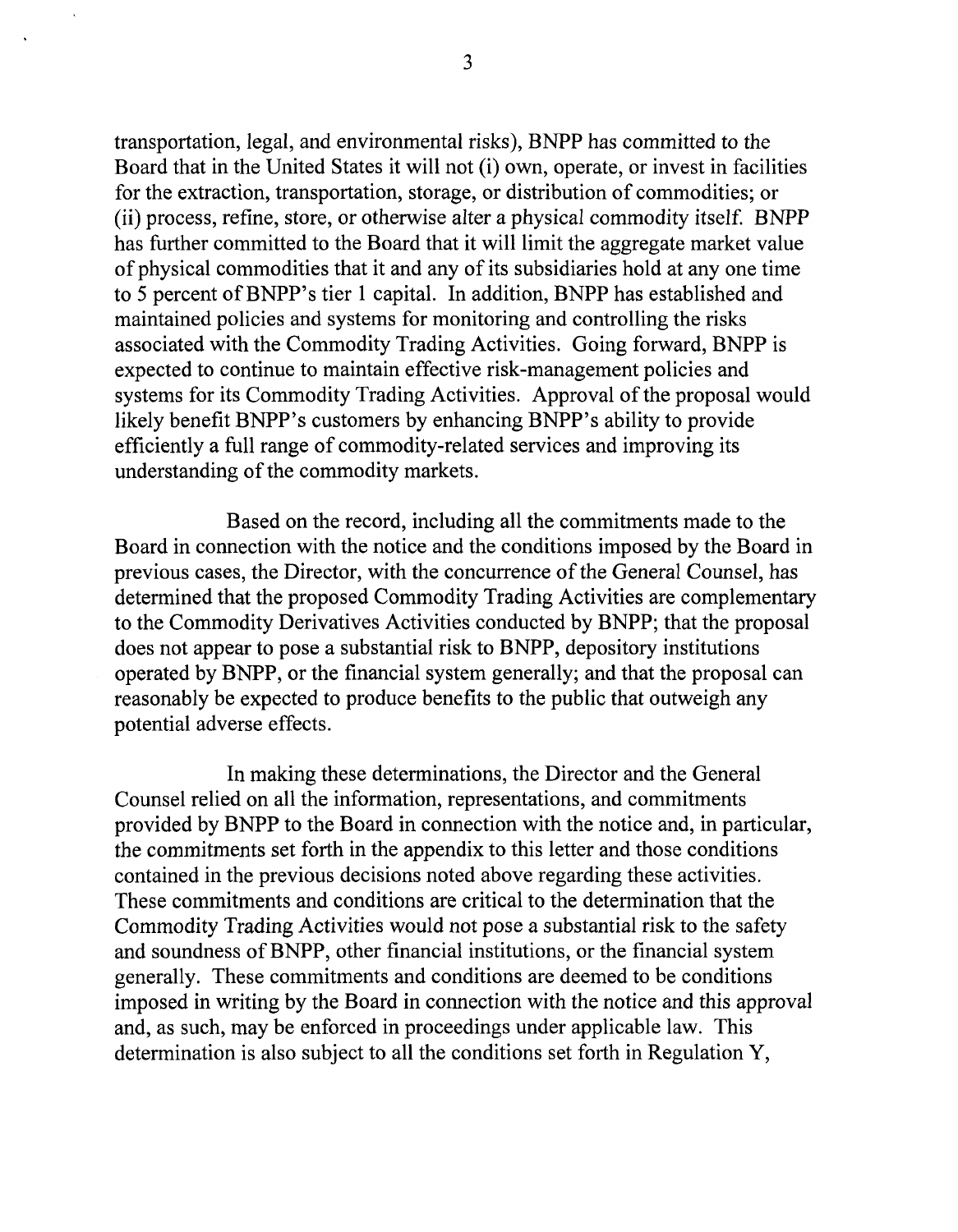transportation, legal, and environmental risks), BNPP has committed to the Board that in the United States it will not (i) own, operate, or invest in facilities for the extraction, transportation, storage, or distribution of commodities; or (ii) process, refine, store, or otherwise alter a physical commodity itself. BNPP has further committed to the Board that it will limit the aggregate market value of physical commodities that it and any of its subsidiaries hold at any one time to 5 percent of BNPP's tier 1 capital. In addition, BNPP has established and maintained policies and systems for monitoring and controlling the risks associated with the Commodity Trading Activities. Going forward, BNPP is expected to continue to maintain effective risk-management policies and systems for its Commodity Trading Activities. Approval of the proposal would likely benefit BNPP's customers by enhancing BNPP's ability to provide efficiently a full range of commodity-related services and improving its understanding of the commodity markets.

Based on the record, including all the commitments made to the Board in connection with the notice and the conditions imposed by the Board in previous cases, the Director, with the concurrence of the General Counsel, has determined that the proposed Commodity Trading Activities are complementary to the Commodity Derivatives Activities conducted by BNPP; that the proposal does not appear to pose a substantial risk to BNPP, depository institutions operated by BNPP, or the financial system generally; and that the proposal can reasonably be expected to produce benefits to the public that outweigh any potential adverse effects.

In making these determinations, the Director and the General Counsel relied on all the information, representations, and commitments provided by BNPP to the Board in connection with the notice and, in particular, the commitments set forth in the appendix to this letter and those conditions contained in the previous decisions noted above regarding these activities. These commitments and conditions are critical to the determination that the Commodity Trading Activities would not pose a substantial risk to the safety and soundness of BNPP, other financial institutions, or the financial system generally. These commitments and conditions are deemed to be conditions imposed in writing by the Board in connection with the notice and this approval and, as such, may be enforced in proceedings under applicable law. This determination is also subject to all the conditions set forth in Regulation Y,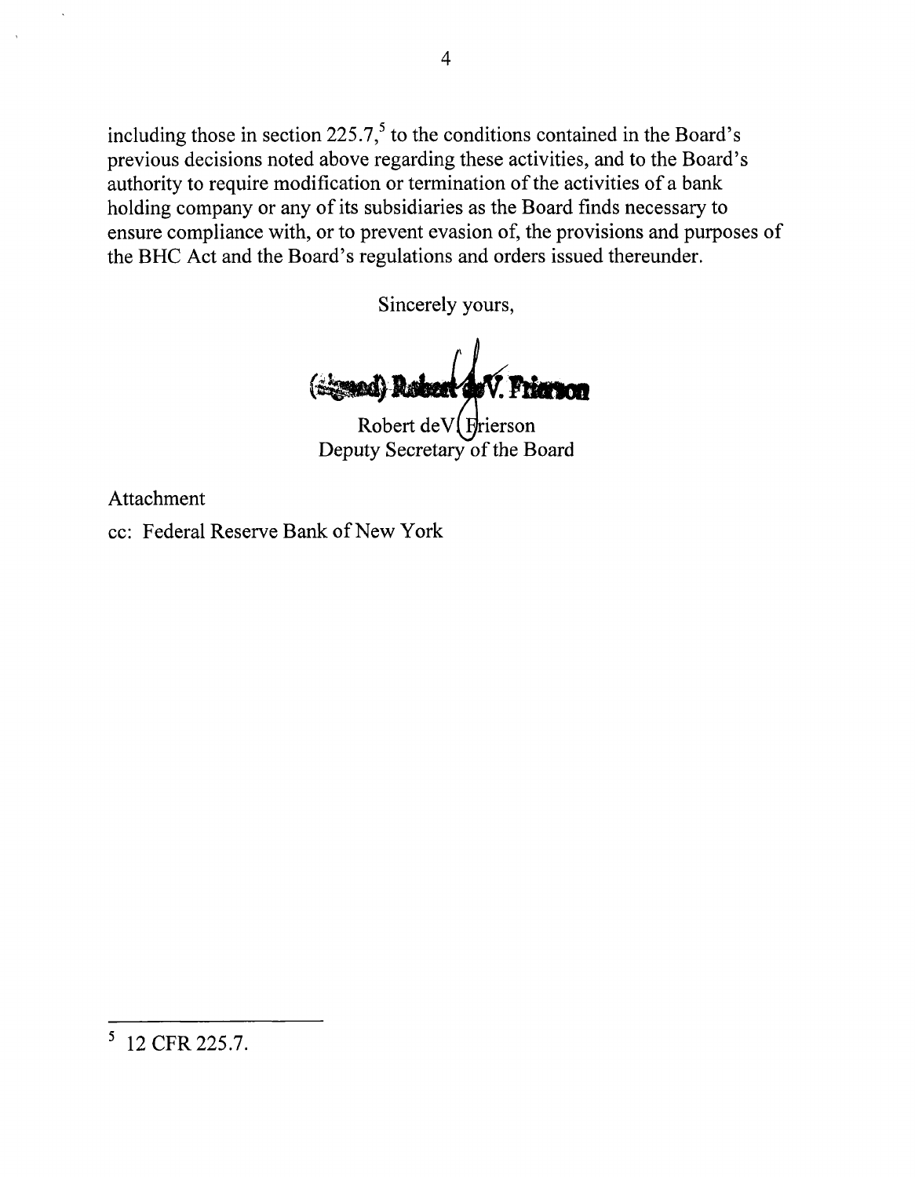including those in section 225.7,[5] to the conditions contained in the Board's previous decisions noted above regarding these activities, and to the Board's authority to require modification or termination of the activities of a bank holding company or any of its subsidiaries as the Board finds necessary to ensure compliance with, or to prevent evasion of, the provisions and purposes of the BHC Act and the Board's regulations and orders issued thereunder.

Sincerely yours,

(Signed) Robert deV. Frierson

Robert deV. Frierson
Deputy Secretary of the Board

Attachment

cc: Federal Reserve Bank of New York

---

[5] 12 CFR 225.7.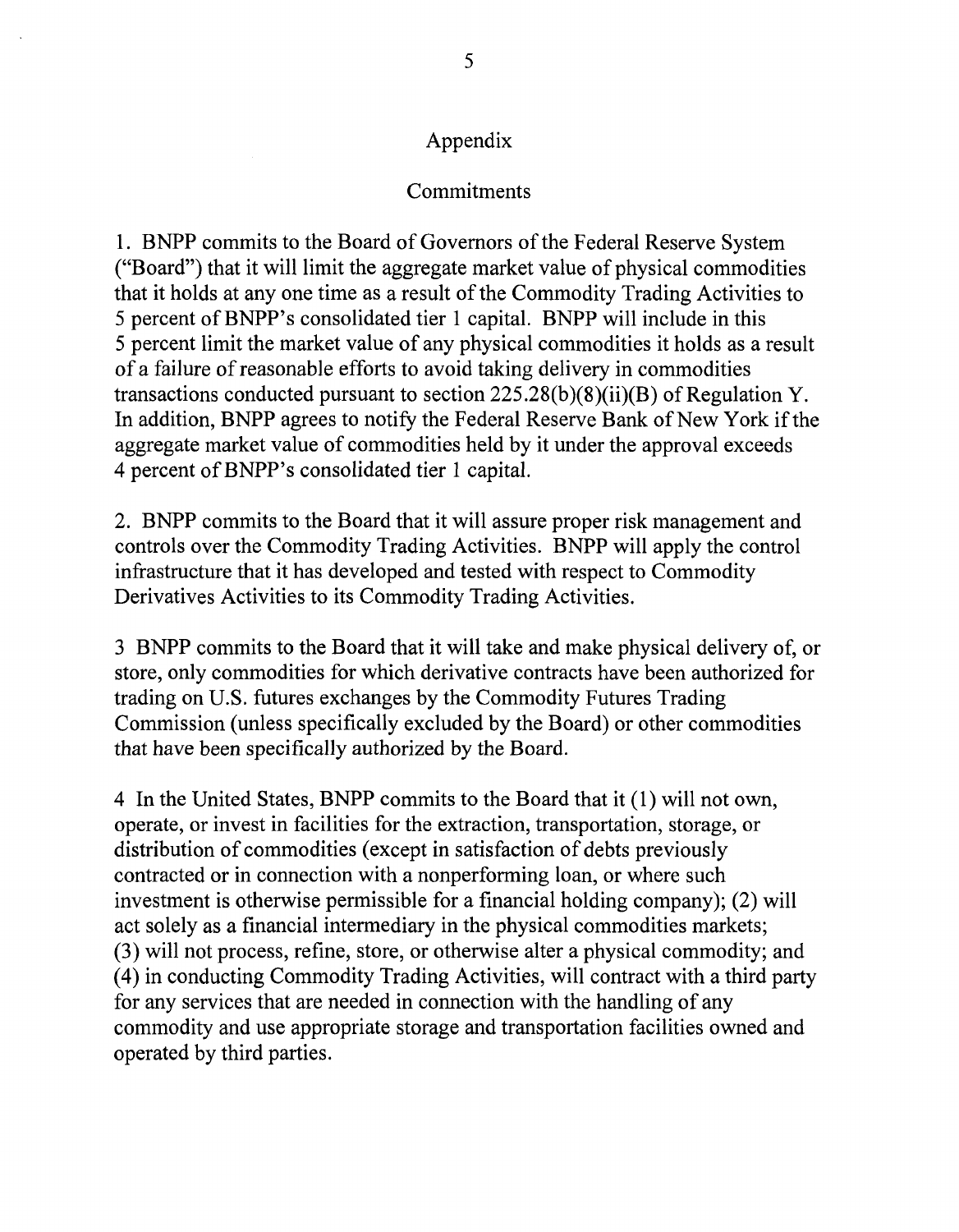## Appendix

### Commitments

1. BNPP commits to the Board of Governors of the Federal Reserve System ("Board") that it will limit the aggregate market value of physical commodities that it holds at any one time as a result of the Commodity Trading Activities to 5 percent of BNPP's consolidated tier 1 capital. BNPP will include in this 5 percent limit the market value of any physical commodities it holds as a result of a failure of reasonable efforts to avoid taking delivery in commodities transactions conducted pursuant to section 225.28(b)(8)(ii)(B) of Regulation Y. In addition, BNPP agrees to notify the Federal Reserve Bank of New York if the aggregate market value of commodities held by it under the approval exceeds 4 percent of BNPP's consolidated tier 1 capital.

2. BNPP commits to the Board that it will assure proper risk management and controls over the Commodity Trading Activities. BNPP will apply the control infrastructure that it has developed and tested with respect to Commodity Derivatives Activities to its Commodity Trading Activities.

3 BNPP commits to the Board that it will take and make physical delivery of, or store, only commodities for which derivative contracts have been authorized for trading on U.S. futures exchanges by the Commodity Futures Trading Commission (unless specifically excluded by the Board) or other commodities that have been specifically authorized by the Board.

4 In the United States, BNPP commits to the Board that it (1) will not own, operate, or invest in facilities for the extraction, transportation, storage, or distribution of commodities (except in satisfaction of debts previously contracted or in connection with a nonperforming loan, or where such investment is otherwise permissible for a financial holding company); (2) will act solely as a financial intermediary in the physical commodities markets; (3) will not process, refine, store, or otherwise alter a physical commodity; and (4) in conducting Commodity Trading Activities, will contract with a third party for any services that are needed in connection with the handling of any commodity and use appropriate storage and transportation facilities owned and operated by third parties.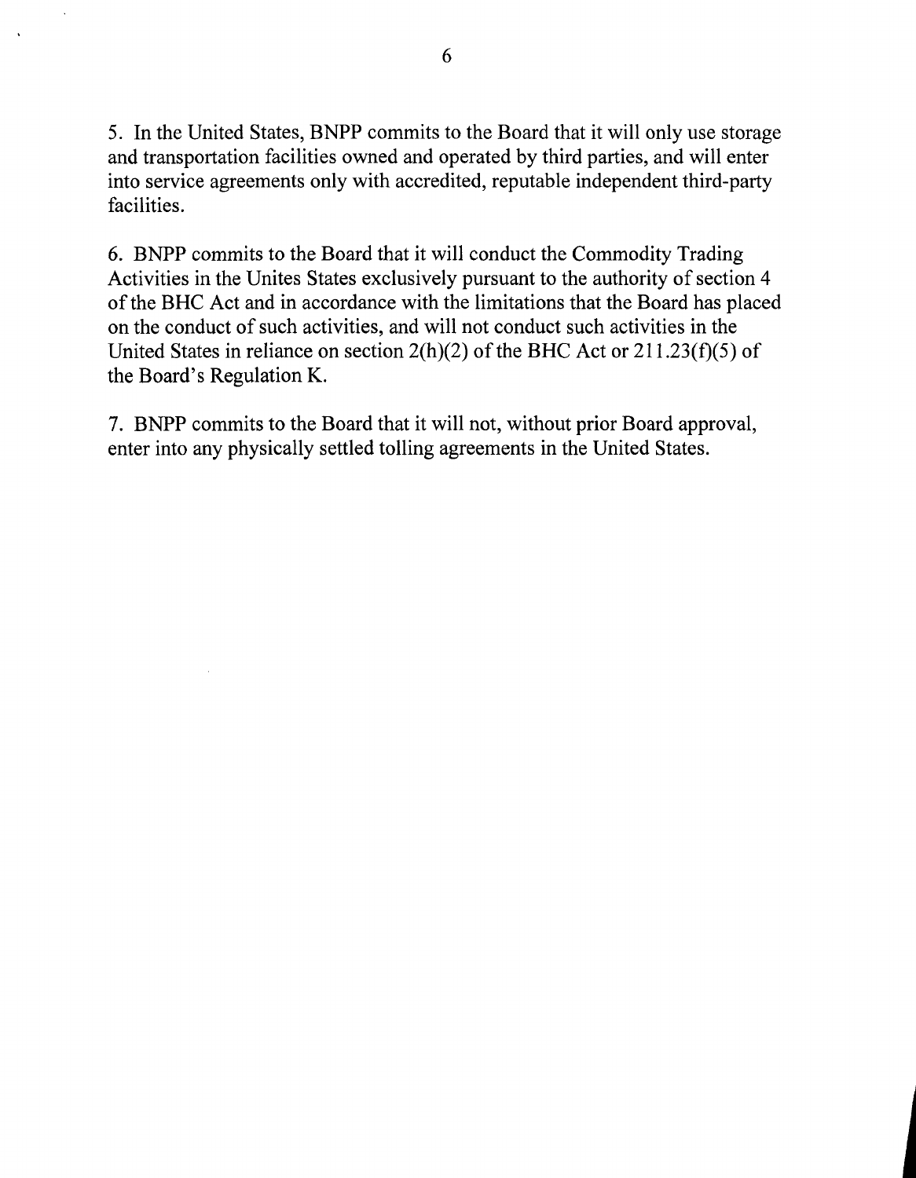5. In the United States, BNPP commits to the Board that it will only use storage and transportation facilities owned and operated by third parties, and will enter into service agreements only with accredited, reputable independent third-party facilities.

6. BNPP commits to the Board that it will conduct the Commodity Trading Activities in the Unites States exclusively pursuant to the authority of section 4 of the BHC Act and in accordance with the limitations that the Board has placed on the conduct of such activities, and will not conduct such activities in the United States in reliance on section 2(h)(2) of the BHC Act or 211.23(f)(5) of the Board's Regulation K.

7. BNPP commits to the Board that it will not, without prior Board approval, enter into any physically settled tolling agreements in the United States.